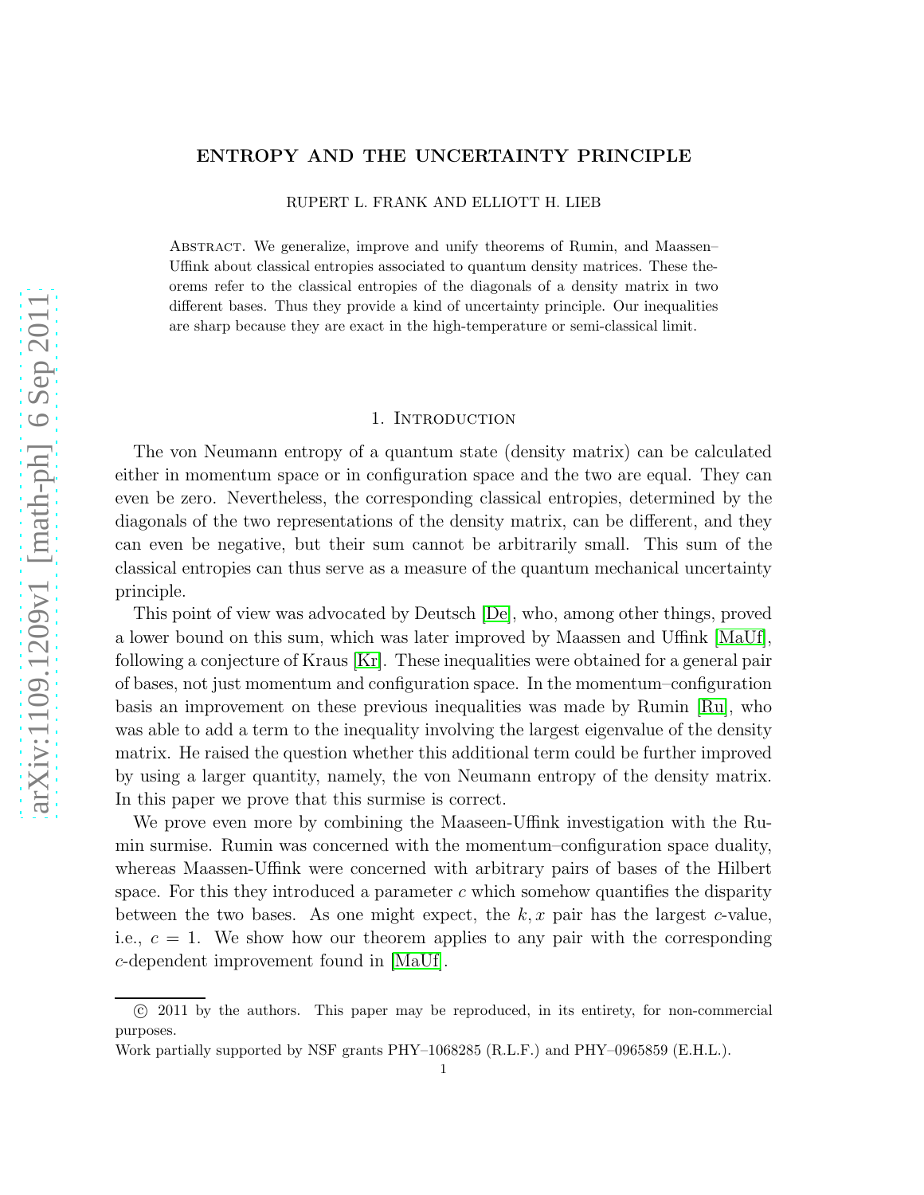# ENTROPY AND THE UNCERTAINTY PRINCIPLE

RUPERT L. FRANK AND ELLIOTT H. LIEB

Abstract. We generalize, improve and unify theorems of Rumin, and Maassen–Uffink about classical entropies associated to quantum density matrices. These theorems refer to the classical entropies of the diagonals of a density matrix in two different bases. Thus they provide a kind of uncertainty principle. Our inequalities are sharp because they are exact in the high-temperature or semi-classical limit.

## 1. Introduction

The von Neumann entropy of a quantum state (density matrix) can be calculated either in momentum space or in configuration space and the two are equal. They can even be zero. Nevertheless, the corresponding classical entropies, determined by the diagonals of the two representations of the density matrix, can be different, and they can even be negative, but their sum cannot be arbitrarily small. This sum of the classical entropies can thus serve as a measure of the quantum mechanical uncertainty principle.

This point of view was advocated by Deutsch [De], who, among other things, proved a lower bound on this sum, which was later improved by Maassen and Uffink [MaUf], following a conjecture of Kraus [Kr]. These inequalities were obtained for a general pair of bases, not just momentum and configuration space. In the momentum–configuration basis an improvement on these previous inequalities was made by Rumin [Ru], who was able to add a term to the inequality involving the largest eigenvalue of the density matrix. He raised the question whether this additional term could be further improved by using a larger quantity, namely, the von Neumann entropy of the density matrix. In this paper we prove that this surmise is correct.

We prove even more by combining the Maaseen-Uffink investigation with the Rumin surmise. Rumin was concerned with the momentum–configuration space duality, whereas Maassen-Uffink were concerned with arbitrary pairs of bases of the Hilbert space. For this they introduced a parameter $c$ which somehow quantifies the disparity between the two bases. As one might expect, the $k, x$ pair has the largest $c$-value, i.e., $c = 1$. We show how our theorem applies to any pair with the corresponding $c$-dependent improvement found in [MaUf].

---

© 2011 by the authors. This paper may be reproduced, in its entirety, for non-commercial purposes.

Work partially supported by NSF grants PHY–1068285 (R.L.F.) and PHY–0965859 (E.H.L.).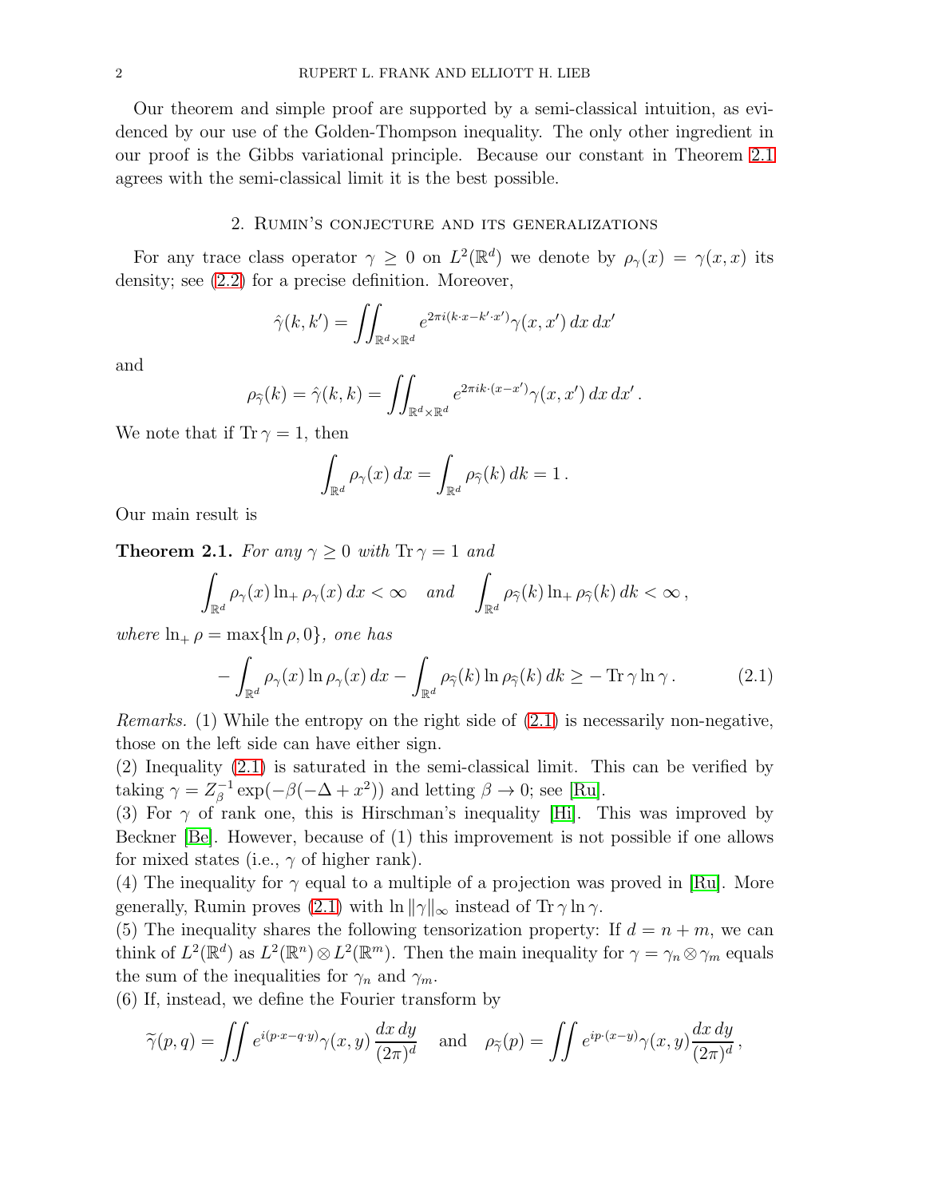Our theorem and simple proof are supported by a semi-classical intuition, as evidenced by our use of the Golden-Thompson inequality. The only other ingredient in our proof is the Gibbs variational principle. Because our constant in Theorem 2.1 agrees with the semi-classical limit it is the best possible.

## 2. Rumin's conjecture and its generalizations

For any trace class operator $\gamma \geq 0$ on $L^2(\mathbb{R}^d)$ we denote by $\rho_\gamma(x) = \gamma(x,x)$ its density; see (2.2) for a precise definition. Moreover,

$$\hat{\gamma}(k,k') = \iint_{\mathbb{R}^d \times \mathbb{R}^d} e^{2\pi i (k\cdot x - k' \cdot x')} \gamma(x,x')\, dx\, dx'$$

and

$$\rho_{\hat{\gamma}}(k) = \hat{\gamma}(k,k) = \iint_{\mathbb{R}^d \times \mathbb{R}^d} e^{2\pi i k\cdot (x - x')} \gamma(x,x')\, dx\, dx' \,.$$

We note that if $\operatorname{Tr} \gamma = 1$, then

$$\int_{\mathbb{R}^d} \rho_\gamma(x)\, dx = \int_{\mathbb{R}^d} \rho_{\hat{\gamma}}(k)\, dk = 1 \,.$$

Our main result is

**Theorem 2.1.** *For any $\gamma \geq 0$ with $\operatorname{Tr}\gamma = 1$ and*

$$\int_{\mathbb{R}^d} \rho_\gamma(x) \ln_+ \rho_\gamma(x)\, dx < \infty \quad \text{and} \quad \int_{\mathbb{R}^d} \rho_{\hat{\gamma}}(k) \ln_+ \rho_{\hat{\gamma}}(k)\, dk < \infty \,,$$

*where $\ln_+ \rho = \max\{\ln \rho, 0\}$, one has*

$$- \int_{\mathbb{R}^d} \rho_\gamma(x) \ln \rho_\gamma(x)\, dx - \int_{\mathbb{R}^d} \rho_{\hat{\gamma}}(k) \ln \rho_{\hat{\gamma}}(k)\, dk \geq - \operatorname{Tr} \gamma \ln \gamma \,. \tag{2.1}$$

*Remarks.* (1) While the entropy on the right side of (2.1) is necessarily non-negative, those on the left side can have either sign.
(2) Inequality (2.1) is saturated in the semi-classical limit. This can be verified by taking $\gamma = Z_\beta^{-1} \exp(-\beta(-\Delta + x^2))$ and letting $\beta \to 0$; see [Ru].
(3) For $\gamma$ of rank one, this is Hirschman's inequality [Hi]. This was improved by Beckner [Be]. However, because of (1) this improvement is not possible if one allows for mixed states (i.e., $\gamma$ of higher rank).
(4) The inequality for $\gamma$ equal to a multiple of a projection was proved in [Ru]. More generally, Rumin proves (2.1) with $\ln \|\gamma\|_\infty$ instead of $\operatorname{Tr}\gamma \ln \gamma$.
(5) The inequality shares the following tensorization property: If $d = n + m$, we can think of $L^2(\mathbb{R}^d)$ as $L^2(\mathbb{R}^n) \otimes L^2(\mathbb{R}^m)$. Then the main inequality for $\gamma = \gamma_n \otimes \gamma_m$ equals the sum of the inequalities for $\gamma_n$ and $\gamma_m$.
(6) If, instead, we define the Fourier transform by

$$\widetilde{\gamma}(p,q) = \iint e^{i(p\cdot x - q\cdot y)} \gamma(x,y) \frac{dx\, dy}{(2\pi)^d} \quad \text{and} \quad \rho_{\widetilde{\gamma}}(p) = \iint e^{ip\cdot(x-y)} \gamma(x,y) \frac{dx\, dy}{(2\pi)^d} \,,$$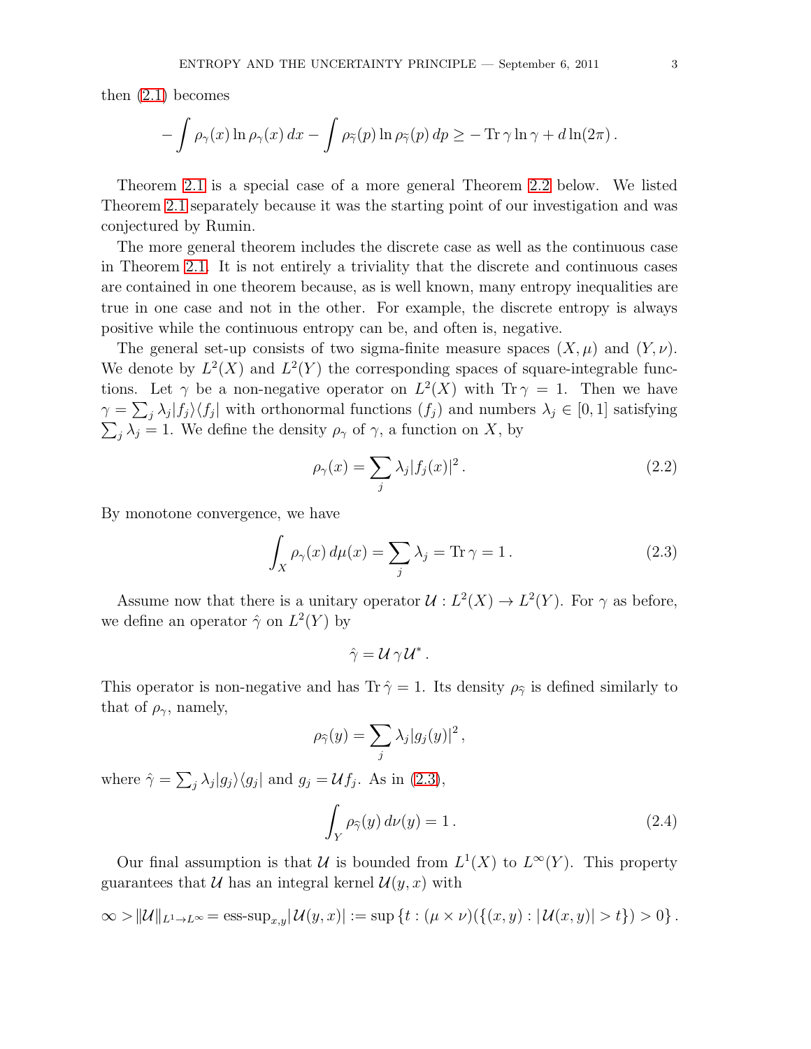then (2.1) becomes

$$-\int \rho_\gamma(x) \ln \rho_\gamma(x)\, dx - \int \rho_{\widehat{\gamma}}(p) \ln \rho_{\widehat{\gamma}}(p)\, dp \geq -\operatorname{Tr} \gamma \ln \gamma + d \ln(2\pi)\,.$$

Theorem 2.1 is a special case of a more general Theorem 2.2 below. We listed Theorem 2.1 separately because it was the starting point of our investigation and was conjectured by Rumin.

The more general theorem includes the discrete case as well as the continuous case in Theorem 2.1. It is not entirely a triviality that the discrete and continuous cases are contained in one theorem because, as is well known, many entropy inequalities are true in one case and not in the other. For example, the discrete entropy is always positive while the continuous entropy can be, and often is, negative.

The general set-up consists of two sigma-finite measure spaces $(X, \mu)$ and $(Y, \nu)$. We denote by $L^2(X)$ and $L^2(Y)$ the corresponding spaces of square-integrable functions. Let $\gamma$ be a non-negative operator on $L^2(X)$ with $\operatorname{Tr} \gamma = 1$. Then we have $\gamma = \sum_j \lambda_j |f_j\rangle\langle f_j|$ with orthonormal functions $(f_j)$ and numbers $\lambda_j \in [0,1]$ satisfying $\sum_j \lambda_j = 1$. We define the density $\rho_\gamma$ of $\gamma$, a function on $X$, by

$$\rho_\gamma(x) = \sum_j \lambda_j |f_j(x)|^2\,. \tag{2.2}$$

By monotone convergence, we have

$$\int_X \rho_\gamma(x)\, d\mu(x) = \sum_j \lambda_j = \operatorname{Tr} \gamma = 1\,. \tag{2.3}$$

Assume now that there is a unitary operator $\mathcal{U} : L^2(X) \to L^2(Y)$. For $\gamma$ as before, we define an operator $\hat{\gamma}$ on $L^2(Y)$ by

$$\hat{\gamma} = \mathcal{U}\, \gamma\, \mathcal{U}^*\,.$$

This operator is non-negative and has $\operatorname{Tr} \hat{\gamma} = 1$. Its density $\rho_{\widehat{\gamma}}$ is defined similarly to that of $\rho_\gamma$, namely,

$$\rho_{\widehat{\gamma}}(y) = \sum_j \lambda_j |g_j(y)|^2\,,$$

where $\hat{\gamma} = \sum_j \lambda_j |g_j\rangle\langle g_j|$ and $g_j = \mathcal{U} f_j$. As in (2.3),

$$\int_Y \rho_{\widehat{\gamma}}(y)\, d\nu(y) = 1\,. \tag{2.4}$$

Our final assumption is that $\mathcal{U}$ is bounded from $L^1(X)$ to $L^\infty(Y)$. This property guarantees that $\mathcal{U}$ has an integral kernel $\mathcal{U}(y,x)$ with

$$\infty > \|\mathcal{U}\|_{L^1 \to L^\infty} = \operatorname{ess-sup}_{x,y} |\mathcal{U}(y,x)| := \sup \{ t : (\mu \times \nu)(\{(x,y) : |\mathcal{U}(x,y)| > t\}) > 0 \}\,.$$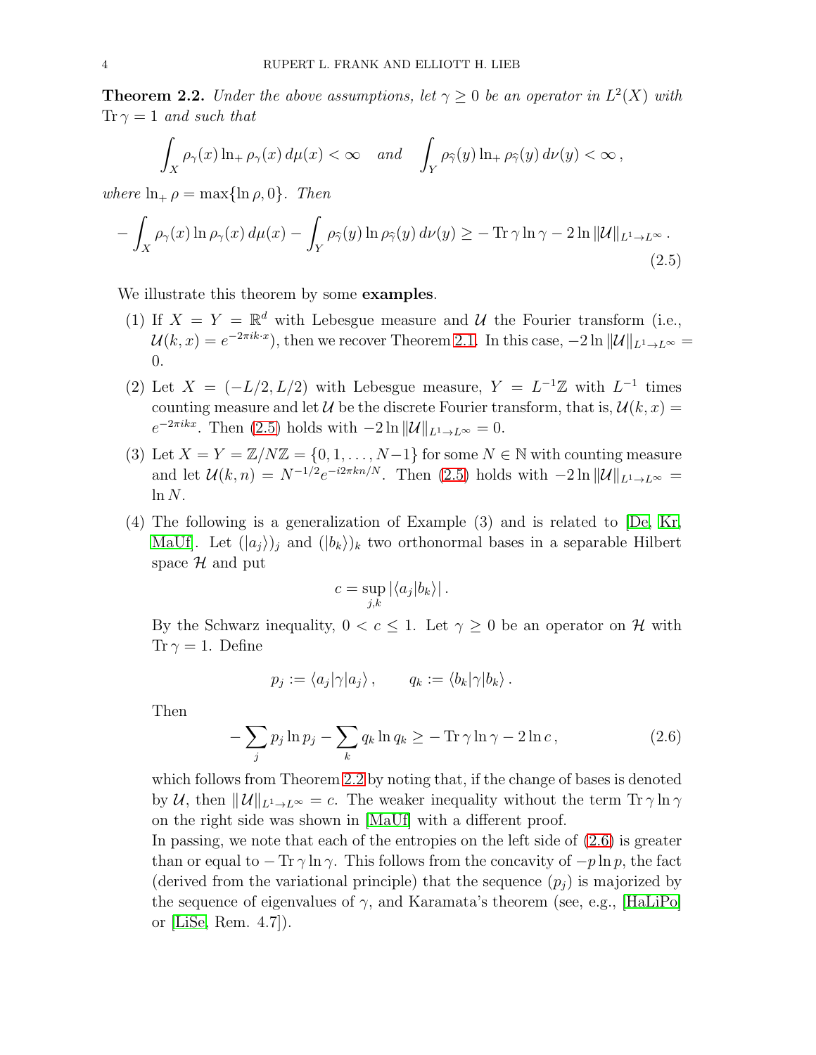**Theorem 2.2.** *Under the above assumptions, let $\gamma \geq 0$ be an operator in $L^2(X)$ with $\operatorname{Tr}\gamma = 1$ and such that*

$$\int_X \rho_\gamma(x) \ln_+ \rho_\gamma(x)\, d\mu(x) < \infty \quad \text{and} \quad \int_Y \rho_{\widehat{\gamma}}(y) \ln_+ \rho_{\widehat{\gamma}}(y)\, d\nu(y) < \infty\,,$$

*where $\ln_+ \rho = \max\{\ln \rho, 0\}$. Then*

$$-\int_X \rho_\gamma(x) \ln \rho_\gamma(x)\, d\mu(x) - \int_Y \rho_{\widehat{\gamma}}(y) \ln \rho_{\widehat{\gamma}}(y)\, d\nu(y) \geq -\operatorname{Tr}\gamma \ln \gamma - 2 \ln \|\mathcal{U}\|_{L^1 \to L^\infty}\,. \tag{2.5}$$

We illustrate this theorem by some **examples**.

(1) If $X = Y = \mathbb{R}^d$ with Lebesgue measure and $\mathcal{U}$ the Fourier transform (i.e., $\mathcal{U}(k,x) = e^{-2\pi i k\cdot x}$), then we recover Theorem 2.1. In this case, $-2\ln\|\mathcal{U}\|_{L^1\to L^\infty} = 0$.

(2) Let $X = (-L/2, L/2)$ with Lebesgue measure, $Y = L^{-1}\mathbb{Z}$ with $L^{-1}$ times counting measure and let $\mathcal{U}$ be the discrete Fourier transform, that is, $\mathcal{U}(k,x) = e^{-2\pi i k x}$. Then (2.5) holds with $-2\ln\|\mathcal{U}\|_{L^1\to L^\infty} = 0$.

(3) Let $X = Y = \mathbb{Z}/N\mathbb{Z} = \{0, 1, \ldots, N-1\}$ for some $N \in \mathbb{N}$ with counting measure and let $\mathcal{U}(k,n) = N^{-1/2} e^{-i2\pi k n/N}$. Then (2.5) holds with $-2\ln\|\mathcal{U}\|_{L^1\to L^\infty} = \ln N$.

(4) The following is a generalization of Example (3) and is related to [De, Kr, MaUf]. Let $(|a_j\rangle)_j$ and $(|b_k\rangle)_k$ two orthonormal bases in a separable Hilbert space $\mathcal{H}$ and put

$$c = \sup_{j,k} |\langle a_j | b_k \rangle|\,.$$

By the Schwarz inequality, $0 < c \leq 1$. Let $\gamma \geq 0$ be an operator on $\mathcal{H}$ with $\operatorname{Tr}\gamma = 1$. Define

$$p_j := \langle a_j | \gamma | a_j \rangle\,, \qquad q_k := \langle b_k | \gamma | b_k \rangle\,.$$

Then

$$-\sum_j p_j \ln p_j - \sum_k q_k \ln q_k \geq -\operatorname{Tr}\gamma\ln\gamma - 2\ln c\,, \tag{2.6}$$

which follows from Theorem 2.2 by noting that, if the change of bases is denoted by $\mathcal{U}$, then $\|\mathcal{U}\|_{L^1\to L^\infty} = c$. The weaker inequality without the term $\operatorname{Tr}\gamma\ln\gamma$ on the right side was shown in [MaUf] with a different proof.

In passing, we note that each of the entropies on the left side of (2.6) is greater than or equal to $-\operatorname{Tr}\gamma\ln\gamma$. This follows from the concavity of $-p\ln p$, the fact (derived from the variational principle) that the sequence $(p_j)$ is majorized by the sequence of eigenvalues of $\gamma$, and Karamata's theorem (see, e.g., [HaLiPo] or [LiSe, Rem. 4.7]).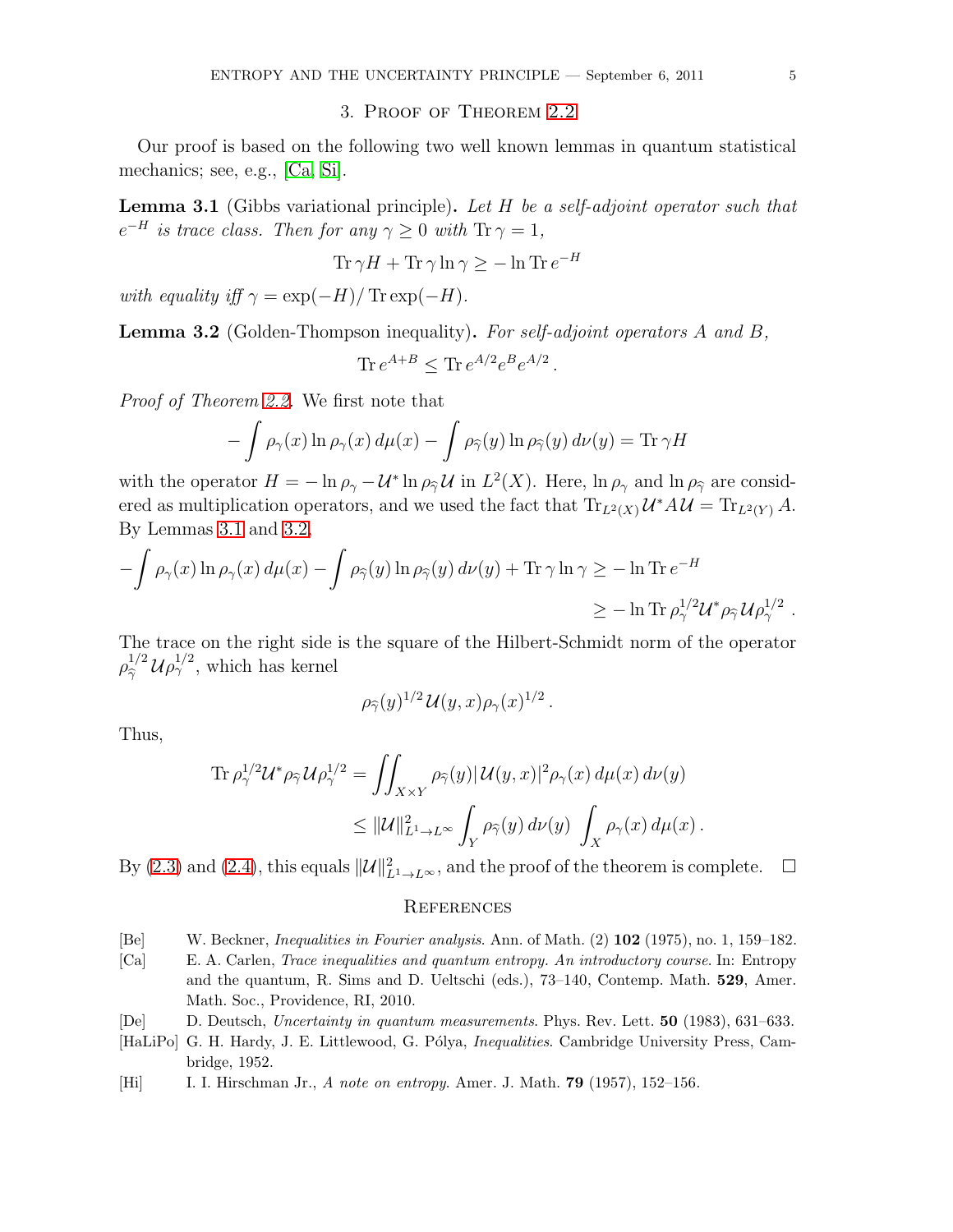## 3. Proof of Theorem 2.2

Our proof is based on the following two well known lemmas in quantum statistical mechanics; see, e.g., [Ca, Si].

**Lemma 3.1** (Gibbs variational principle). *Let $H$ be a self-adjoint operator such that $e^{-H}$ is trace class. Then for any $\gamma \geq 0$ with $\operatorname{Tr}\gamma = 1$,*

$$\operatorname{Tr}\gamma H + \operatorname{Tr}\gamma \ln \gamma \geq -\ln \operatorname{Tr} e^{-H}$$

*with equality iff $\gamma = \exp(-H)/\operatorname{Tr}\exp(-H)$.*

**Lemma 3.2** (Golden-Thompson inequality). *For self-adjoint operators $A$ and $B$,*

$$\operatorname{Tr} e^{A+B} \leq \operatorname{Tr} e^{A/2} e^{B} e^{A/2} .$$

*Proof of Theorem 2.2.* We first note that

$$-\int \rho_\gamma(x) \ln \rho_\gamma(x)\, d\mu(x) - \int \rho_{\widehat{\gamma}}(y) \ln \rho_{\widehat{\gamma}}(y)\, d\nu(y) = \operatorname{Tr}\gamma H$$

with the operator $H = -\ln \rho_\gamma - \mathcal{U}^* \ln \rho_{\widehat{\gamma}} \mathcal{U}$ in $L^2(X)$. Here, $\ln \rho_\gamma$ and $\ln \rho_{\widehat{\gamma}}$ are considered as multiplication operators, and we used the fact that $\operatorname{Tr}_{L^2(X)} \mathcal{U}^* A \mathcal{U} = \operatorname{Tr}_{L^2(Y)} A$. By Lemmas 3.1 and 3.2,

$$\begin{aligned}
-\int \rho_\gamma(x) \ln \rho_\gamma(x)\, d\mu(x) - \int \rho_{\widehat{\gamma}}(y) \ln \rho_{\widehat{\gamma}}(y)\, d\nu(y) + \operatorname{Tr}\gamma \ln \gamma &\geq -\ln \operatorname{Tr} e^{-H} \\
&\geq -\ln \operatorname{Tr} \rho_\gamma^{1/2} \mathcal{U}^* \rho_{\widehat{\gamma}} \mathcal{U} \rho_\gamma^{1/2} .
\end{aligned}$$

The trace on the right side is the square of the Hilbert-Schmidt norm of the operator $\rho_{\widehat{\gamma}}^{1/2} \mathcal{U} \rho_\gamma^{1/2}$, which has kernel

$$\rho_{\widehat{\gamma}}(y)^{1/2}\, \mathcal{U}(y,x) \rho_\gamma(x)^{1/2} .$$

Thus,

$$\begin{aligned}
\operatorname{Tr} \rho_\gamma^{1/2} \mathcal{U}^* \rho_{\widehat{\gamma}} \mathcal{U} \rho_\gamma^{1/2} &= \iint_{X\times Y} \rho_{\widehat{\gamma}}(y) |\mathcal{U}(y,x)|^2 \rho_\gamma(x)\, d\mu(x)\, d\nu(y) \\
&\leq \|\mathcal{U}\|^2_{L^1\to L^\infty} \int_Y \rho_{\widehat{\gamma}}(y)\, d\nu(y) \int_X \rho_\gamma(x)\, d\mu(x) .
\end{aligned}$$

By (2.3) and (2.4), this equals $\|\mathcal{U}\|^2_{L^1\to L^\infty}$, and the proof of the theorem is complete. $\square$

## References

- [Be] W. Beckner, *Inequalities in Fourier analysis*. Ann. of Math. (2) **102** (1975), no. 1, 159–182.
- [Ca] E. A. Carlen, *Trace inequalities and quantum entropy. An introductory course*. In: Entropy and the quantum, R. Sims and D. Ueltschi (eds.), 73–140, Contemp. Math. **529**, Amer. Math. Soc., Providence, RI, 2010.
- [De] D. Deutsch, *Uncertainty in quantum measurements*. Phys. Rev. Lett. **50** (1983), 631–633.
- [HaLiPo] G. H. Hardy, J. E. Littlewood, G. Pólya, *Inequalities*. Cambridge University Press, Cambridge, 1952.
- [Hi] I. I. Hirschman Jr., *A note on entropy*. Amer. J. Math. **79** (1957), 152–156.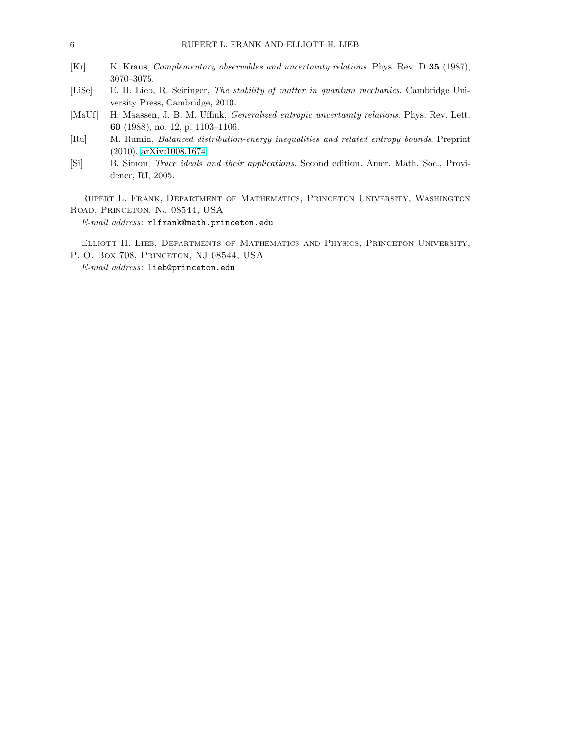[Kr] K. Kraus, *Complementary observables and uncertainty relations*. Phys. Rev. D **35** (1987), 3070–3075.

[LiSe] E. H. Lieb, R. Seiringer, *The stability of matter in quantum mechanics*. Cambridge University Press, Cambridge, 2010.

[MaUf] H. Maassen, J. B. M. Uffink, *Generalized entropic uncertainty relations*. Phys. Rev. Lett. **60** (1988), no. 12, p. 1103–1106.

[Ru] M. Rumin, *Balanced distribution-energy inequalities and related entropy bounds*. Preprint (2010), arXiv:1008.1674

[Si] B. Simon, *Trace ideals and their applications*. Second edition. Amer. Math. Soc., Providence, RI, 2005.

Rupert L. Frank, Department of Mathematics, Princeton University, Washington Road, Princeton, NJ 08544, USA

*E-mail address*: `rlfrank@math.princeton.edu`

Elliott H. Lieb, Departments of Mathematics and Physics, Princeton University, P. O. Box 708, Princeton, NJ 08544, USA

*E-mail address*: `lieb@princeton.edu`